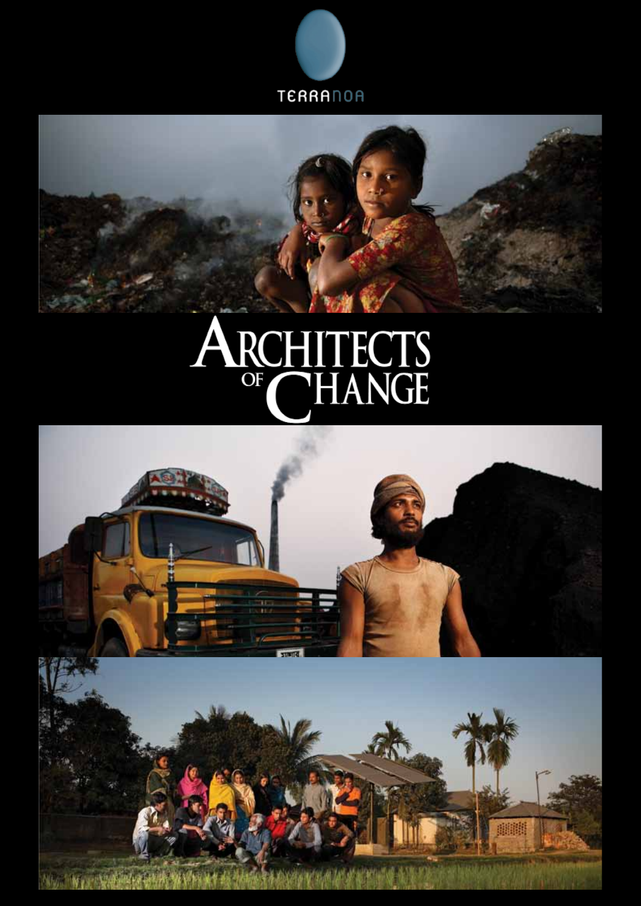TERRANOA

# ARCHITECTS OF CHANGE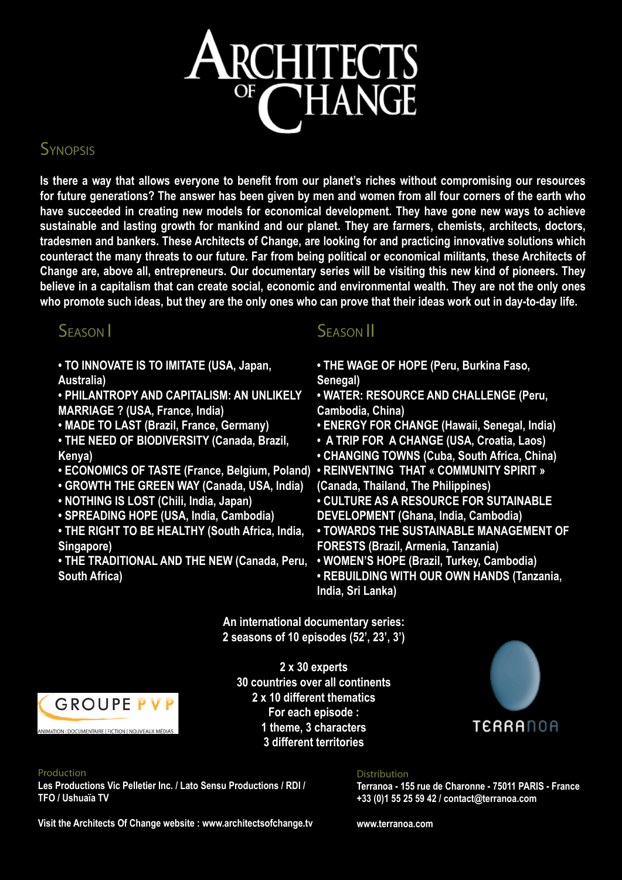# Architects of Change

## Synopsis

**Is there a way that allows everyone to benefit from our planet's riches without compromising our resources for future generations? The answer has been given by men and women from all four corners of the earth who have succeeded in creating new models for economical development. They have gone new ways to achieve sustainable and lasting growth for mankind and our planet. They are farmers, chemists, architects, doctors, tradesmen and bankers. These Architects of Change, are looking for and practicing innovative solutions which counteract the many threats to our future. Far from being political or economical militants, these Architects of Change are, above all, entrepreneurs. Our documentary series will be visiting this new kind of pioneers. They believe in a capitalism that can create social, economic and environmental wealth. They are not the only ones who promote such ideas, but they are the only ones who can prove that their ideas work out in day-to-day life.**

## Season I

- **TO INNOVATE IS TO IMITATE (USA, Japan, Australia)**
- **PHILANTROPY AND CAPITALISM: AN UNLIKELY MARRIAGE ? (USA, France, India)**
- **MADE TO LAST (Brazil, France, Germany)**
- **THE NEED OF BIODIVERSITY (Canada, Brazil, Kenya)**
- **ECONOMICS OF TASTE (France, Belgium, Poland)**
- **GROWTH THE GREEN WAY (Canada, USA, India)**
- **NOTHING IS LOST (Chili, India, Japan)**
- **SPREADING HOPE (USA, India, Cambodia)**
- **THE RIGHT TO BE HEALTHY (South Africa, India, Singapore)**
- **THE TRADITIONAL AND THE NEW (Canada, Peru, South Africa)**

## Season II

- **THE WAGE OF HOPE (Peru, Burkina Faso, Senegal)**
- **WATER: RESOURCE AND CHALLENGE (Peru, Cambodia, China)**
- **ENERGY FOR CHANGE (Hawaii, Senegal, India)**
- **A TRIP FOR A CHANGE (USA, Croatia, Laos)**
- **CHANGING TOWNS (Cuba, South Africa, China)**
- **REINVENTING THAT « COMMUNITY SPIRIT » (Canada, Thailand, The Philippines)**
- **CULTURE AS A RESOURCE FOR SUTAINABLE DEVELOPMENT (Ghana, India, Cambodia)**
- **TOWARDS THE SUSTAINABLE MANAGEMENT OF FORESTS (Brazil, Armenia, Tanzania)**
- **WOMEN'S HOPE (Brazil, Turkey, Cambodia)**
- **REBUILDING WITH OUR OWN HANDS (Tanzania, India, Sri Lanka)**

**An international documentary series:**
**2 seasons of 10 episodes (52', 23', 3')**

**2 x 30 experts**
**30 countries over all continents**
**2 x 10 different thematics**
**For each episode :**
**1 theme, 3 characters**
**3 different territories**

GROUPE PVP
ANIMATION | DOCUMENTAIRE | FICTION | NOUVEAUX MÉDIAS

TERRANOA

Production
**Les Productions Vic Pelletier Inc. / Lato Sensu Productions / RDI / TFO / Ushuaïa TV**

**Visit the Architects Of Change website : www.architectsofchange.tv**

Distribution
**Terranoa - 155 rue de Charonne - 75011 PARIS - France**
**+33 (0)1 55 25 59 42 / contact@terranoa.com**

**www.terranoa.com**